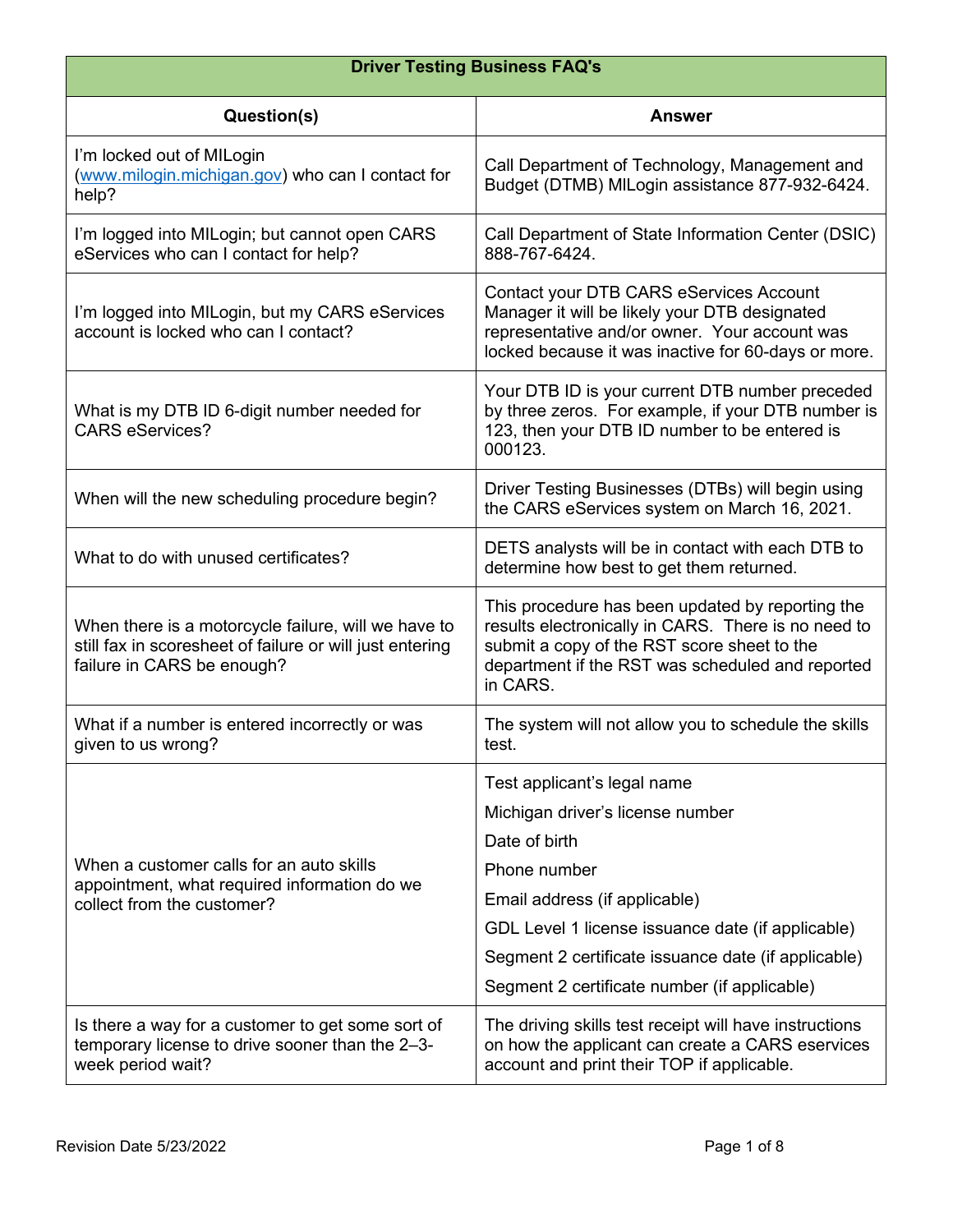| Driver Testing Business FAQ's | |
|---|---|
| **Question(s)** | **Answer** |
| I'm locked out of MILogin (www.milogin.michigan.gov) who can I contact for help? | Call Department of Technology, Management and Budget (DTMB) MILogin assistance 877-932-6424. |
| I'm logged into MILogin; but cannot open CARS eServices who can I contact for help? | Call Department of State Information Center (DSIC) 888-767-6424. |
| I'm logged into MILogin, but my CARS eServices account is locked who can I contact? | Contact your DTB CARS eServices Account Manager it will be likely your DTB designated representative and/or owner. Your account was locked because it was inactive for 60-days or more. |
| What is my DTB ID 6-digit number needed for CARS eServices? | Your DTB ID is your current DTB number preceded by three zeros. For example, if your DTB number is 123, then your DTB ID number to be entered is 000123. |
| When will the new scheduling procedure begin? | Driver Testing Businesses (DTBs) will begin using the CARS eServices system on March 16, 2021. |
| What to do with unused certificates? | DETS analysts will be in contact with each DTB to determine how best to get them returned. |
| When there is a motorcycle failure, will we have to still fax in scoresheet of failure or will just entering failure in CARS be enough? | This procedure has been updated by reporting the results electronically in CARS. There is no need to submit a copy of the RST score sheet to the department if the RST was scheduled and reported in CARS. |
| What if a number is entered incorrectly or was given to us wrong? | The system will not allow you to schedule the skills test. |
| When a customer calls for an auto skills appointment, what required information do we collect from the customer? | Test applicant's legal name<br>Michigan driver's license number<br>Date of birth<br>Phone number<br>Email address (if applicable)<br>GDL Level 1 license issuance date (if applicable)<br>Segment 2 certificate issuance date (if applicable)<br>Segment 2 certificate number (if applicable) |
| Is there a way for a customer to get some sort of temporary license to drive sooner than the 2–3-week period wait? | The driving skills test receipt will have instructions on how the applicant can create a CARS eservices account and print their TOP if applicable. |

Revision Date 5/23/2022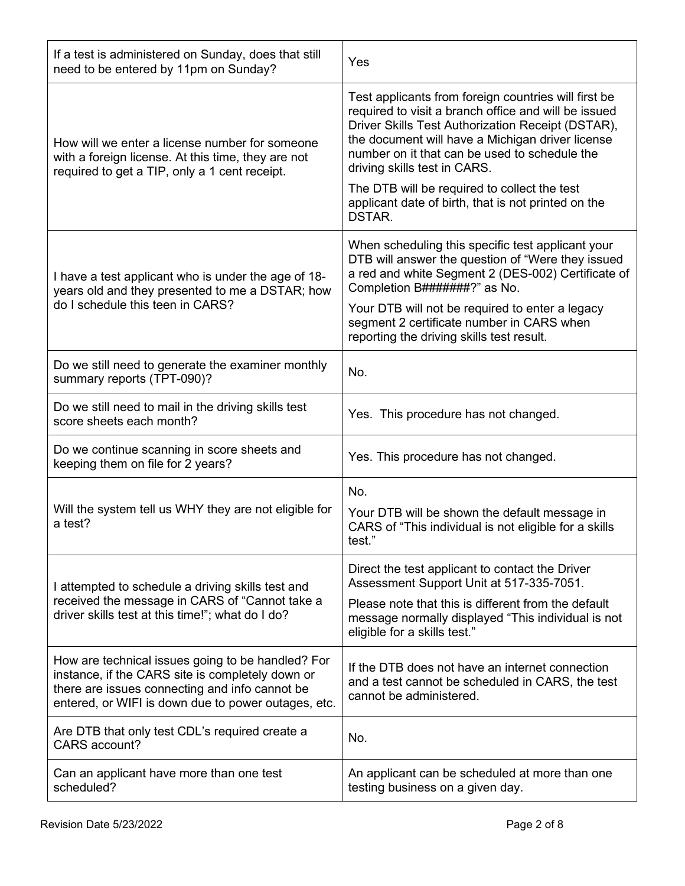| | |
|---|---|
| If a test is administered on Sunday, does that still need to be entered by 11pm on Sunday? | Yes |
| How will we enter a license number for someone with a foreign license. At this time, they are not required to get a TIP, only a 1 cent receipt. | Test applicants from foreign countries will first be required to visit a branch office and will be issued Driver Skills Test Authorization Receipt (DSTAR), the document will have a Michigan driver license number on it that can be used to schedule the driving skills test in CARS.<br><br>The DTB will be required to collect the test applicant date of birth, that is not printed on the DSTAR. |
| I have a test applicant who is under the age of 18-years old and they presented to me a DSTAR; how do I schedule this teen in CARS? | When scheduling this specific test applicant your DTB will answer the question of "Were they issued a red and white Segment 2 (DES-002) Certificate of Completion B#######?" as No.<br><br>Your DTB will not be required to enter a legacy segment 2 certificate number in CARS when reporting the driving skills test result. |
| Do we still need to generate the examiner monthly summary reports (TPT-090)? | No. |
| Do we still need to mail in the driving skills test score sheets each month? | Yes. This procedure has not changed. |
| Do we continue scanning in score sheets and keeping them on file for 2 years? | Yes. This procedure has not changed. |
| Will the system tell us WHY they are not eligible for a test? | No.<br><br>Your DTB will be shown the default message in CARS of "This individual is not eligible for a skills test." |
| I attempted to schedule a driving skills test and received the message in CARS of "Cannot take a driver skills test at this time!"; what do I do? | Direct the test applicant to contact the Driver Assessment Support Unit at 517-335-7051.<br><br>Please note that this is different from the default message normally displayed "This individual is not eligible for a skills test." |
| How are technical issues going to be handled? For instance, if the CARS site is completely down or there are issues connecting and info cannot be entered, or WIFI is down due to power outages, etc. | If the DTB does not have an internet connection and a test cannot be scheduled in CARS, the test cannot be administered. |
| Are DTB that only test CDL's required create a CARS account? | No. |
| Can an applicant have more than one test scheduled? | An applicant can be scheduled at more than one testing business on a given day. |

Revision Date 5/23/2022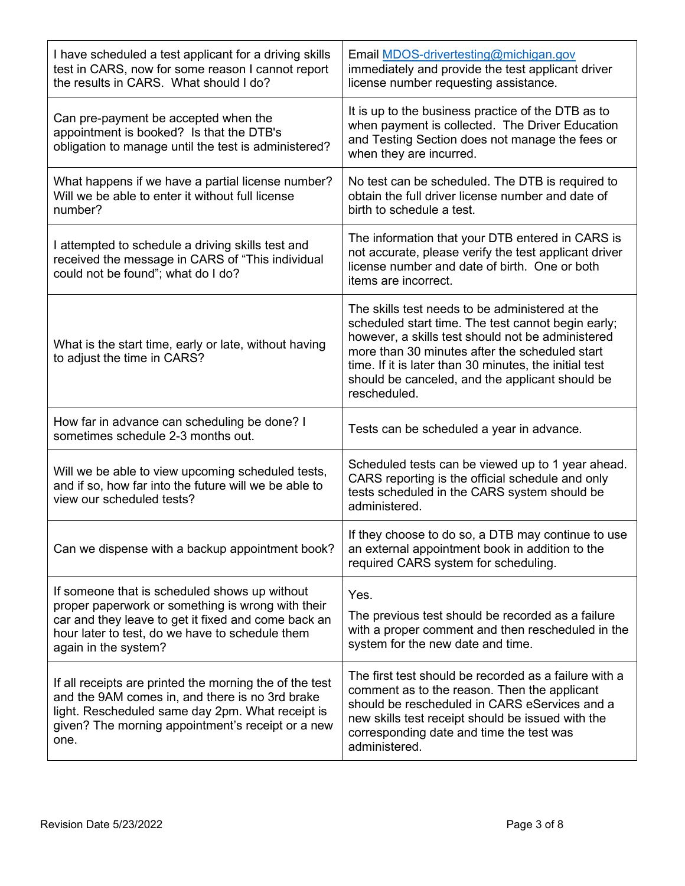| | |
|---|---|
| I have scheduled a test applicant for a driving skills test in CARS, now for some reason I cannot report the results in CARS. What should I do? | Email MDOS-drivertesting@michigan.gov immediately and provide the test applicant driver license number requesting assistance. |
| Can pre-payment be accepted when the appointment is booked? Is that the DTB's obligation to manage until the test is administered? | It is up to the business practice of the DTB as to when payment is collected. The Driver Education and Testing Section does not manage the fees or when they are incurred. |
| What happens if we have a partial license number? Will we be able to enter it without full license number? | No test can be scheduled. The DTB is required to obtain the full driver license number and date of birth to schedule a test. |
| I attempted to schedule a driving skills test and received the message in CARS of "This individual could not be found"; what do I do? | The information that your DTB entered in CARS is not accurate, please verify the test applicant driver license number and date of birth. One or both items are incorrect. |
| What is the start time, early or late, without having to adjust the time in CARS? | The skills test needs to be administered at the scheduled start time. The test cannot begin early; however, a skills test should not be administered more than 30 minutes after the scheduled start time. If it is later than 30 minutes, the initial test should be canceled, and the applicant should be rescheduled. |
| How far in advance can scheduling be done? I sometimes schedule 2-3 months out. | Tests can be scheduled a year in advance. |
| Will we be able to view upcoming scheduled tests, and if so, how far into the future will we be able to view our scheduled tests? | Scheduled tests can be viewed up to 1 year ahead. CARS reporting is the official schedule and only tests scheduled in the CARS system should be administered. |
| Can we dispense with a backup appointment book? | If they choose to do so, a DTB may continue to use an external appointment book in addition to the required CARS system for scheduling. |
| If someone that is scheduled shows up without proper paperwork or something is wrong with their car and they leave to get it fixed and come back an hour later to test, do we have to schedule them again in the system? | Yes.<br><br>The previous test should be recorded as a failure with a proper comment and then rescheduled in the system for the new date and time. |
| If all receipts are printed the morning the of the test and the 9AM comes in, and there is no 3rd brake light. Rescheduled same day 2pm. What receipt is given? The morning appointment's receipt or a new one. | The first test should be recorded as a failure with a comment as to the reason. Then the applicant should be rescheduled in CARS eServices and a new skills test receipt should be issued with the corresponding date and time the test was administered. |

Revision Date 5/23/2022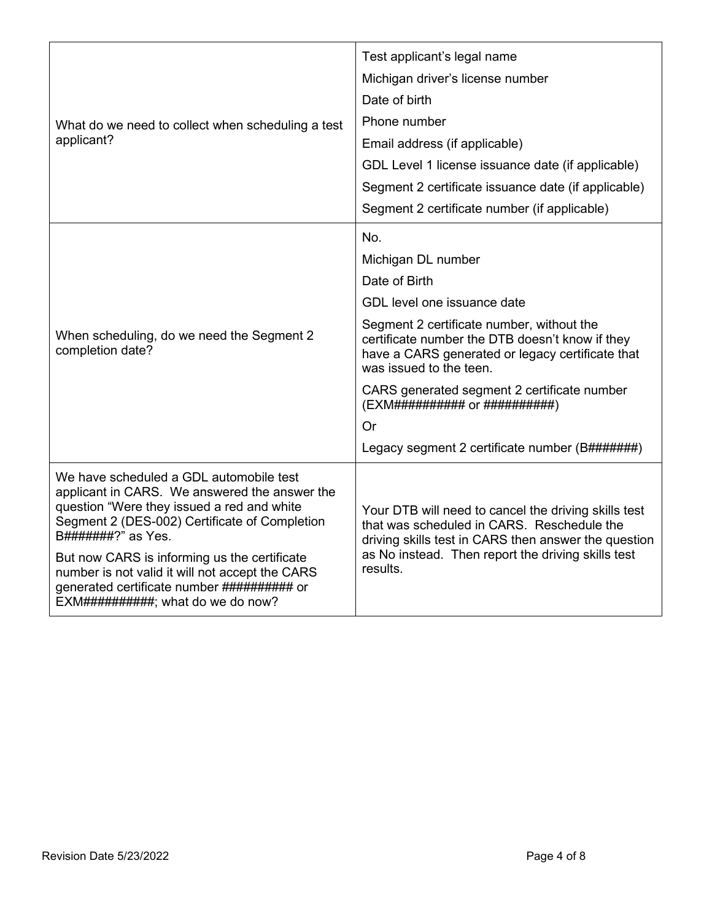| | |
|---|---|
| What do we need to collect when scheduling a test applicant? | Test applicant's legal name<br>Michigan driver's license number<br>Date of birth<br>Phone number<br>Email address (if applicable)<br>GDL Level 1 license issuance date (if applicable)<br>Segment 2 certificate issuance date (if applicable)<br>Segment 2 certificate number (if applicable) |
| When scheduling, do we need the Segment 2 completion date? | No.<br>Michigan DL number<br>Date of Birth<br>GDL level one issuance date<br>Segment 2 certificate number, without the certificate number the DTB doesn't know if they have a CARS generated or legacy certificate that was issued to the teen.<br>CARS generated segment 2 certificate number (EXM########## or ##########)<br>Or<br>Legacy segment 2 certificate number (B#######) |
| We have scheduled a GDL automobile test applicant in CARS. We answered the answer the question "Were they issued a red and white Segment 2 (DES-002) Certificate of Completion B#######?" as Yes.<br><br>But now CARS is informing us the certificate number is not valid it will not accept the CARS generated certificate number ########## or EXM##########; what do we do now? | Your DTB will need to cancel the driving skills test that was scheduled in CARS. Reschedule the driving skills test in CARS then answer the question as No instead. Then report the driving skills test results. |

Revision Date 5/23/2022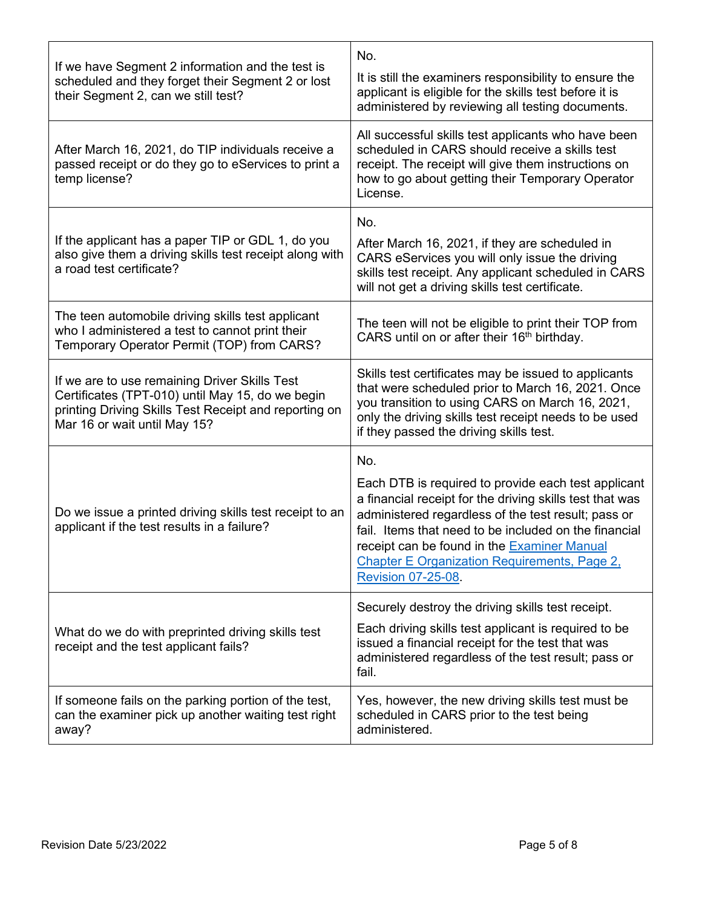| | |
|---|---|
| If we have Segment 2 information and the test is scheduled and they forget their Segment 2 or lost their Segment 2, can we still test? | No.<br><br>It is still the examiners responsibility to ensure the applicant is eligible for the skills test before it is administered by reviewing all testing documents. |
| After March 16, 2021, do TIP individuals receive a passed receipt or do they go to eServices to print a temp license? | All successful skills test applicants who have been scheduled in CARS should receive a skills test receipt. The receipt will give them instructions on how to go about getting their Temporary Operator License. |
| If the applicant has a paper TIP or GDL 1, do you also give them a driving skills test receipt along with a road test certificate? | No.<br><br>After March 16, 2021, if they are scheduled in CARS eServices you will only issue the driving skills test receipt. Any applicant scheduled in CARS will not get a driving skills test certificate. |
| The teen automobile driving skills test applicant who I administered a test to cannot print their Temporary Operator Permit (TOP) from CARS? | The teen will not be eligible to print their TOP from CARS until on or after their 16th birthday. |
| If we are to use remaining Driver Skills Test Certificates (TPT-010) until May 15, do we begin printing Driving Skills Test Receipt and reporting on Mar 16 or wait until May 15? | Skills test certificates may be issued to applicants that were scheduled prior to March 16, 2021. Once you transition to using CARS on March 16, 2021, only the driving skills test receipt needs to be used if they passed the driving skills test. |
| Do we issue a printed driving skills test receipt to an applicant if the test results in a failure? | No.<br><br>Each DTB is required to provide each test applicant a financial receipt for the driving skills test that was administered regardless of the test result; pass or fail. Items that need to be included on the financial receipt can be found in the [Examiner Manual Chapter E Organization Requirements, Page 2, Revision 07-25-08](). |
| What do we do with preprinted driving skills test receipt and the test applicant fails? | Securely destroy the driving skills test receipt.<br><br>Each driving skills test applicant is required to be issued a financial receipt for the test that was administered regardless of the test result; pass or fail. |
| If someone fails on the parking portion of the test, can the examiner pick up another waiting test right away? | Yes, however, the new driving skills test must be scheduled in CARS prior to the test being administered. |

Revision Date 5/23/2022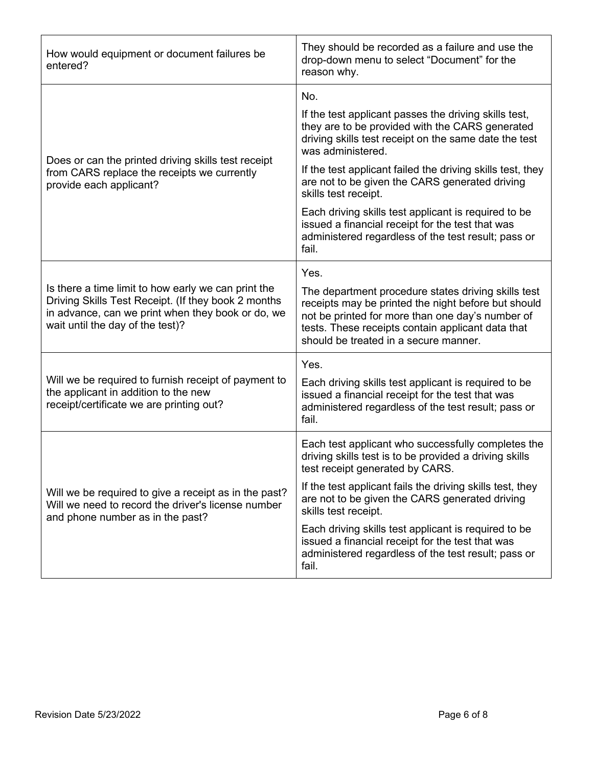| | |
|---|---|
| How would equipment or document failures be entered? | They should be recorded as a failure and use the drop-down menu to select "Document" for the reason why. |
| Does or can the printed driving skills test receipt from CARS replace the receipts we currently provide each applicant? | No.<br><br>If the test applicant passes the driving skills test, they are to be provided with the CARS generated driving skills test receipt on the same date the test was administered.<br><br>If the test applicant failed the driving skills test, they are not to be given the CARS generated driving skills test receipt.<br><br>Each driving skills test applicant is required to be issued a financial receipt for the test that was administered regardless of the test result; pass or fail. |
| Is there a time limit to how early we can print the Driving Skills Test Receipt. (If they book 2 months in advance, can we print when they book or do, we wait until the day of the test)? | Yes.<br><br>The department procedure states driving skills test receipts may be printed the night before but should not be printed for more than one day's number of tests. These receipts contain applicant data that should be treated in a secure manner. |
| Will we be required to furnish receipt of payment to the applicant in addition to the new receipt/certificate we are printing out? | Yes.<br><br>Each driving skills test applicant is required to be issued a financial receipt for the test that was administered regardless of the test result; pass or fail. |
| Will we be required to give a receipt as in the past? Will we need to record the driver's license number and phone number as in the past? | Each test applicant who successfully completes the driving skills test is to be provided a driving skills test receipt generated by CARS.<br><br>If the test applicant fails the driving skills test, they are not to be given the CARS generated driving skills test receipt.<br><br>Each driving skills test applicant is required to be issued a financial receipt for the test that was administered regardless of the test result; pass or fail. |

Revision Date 5/23/2022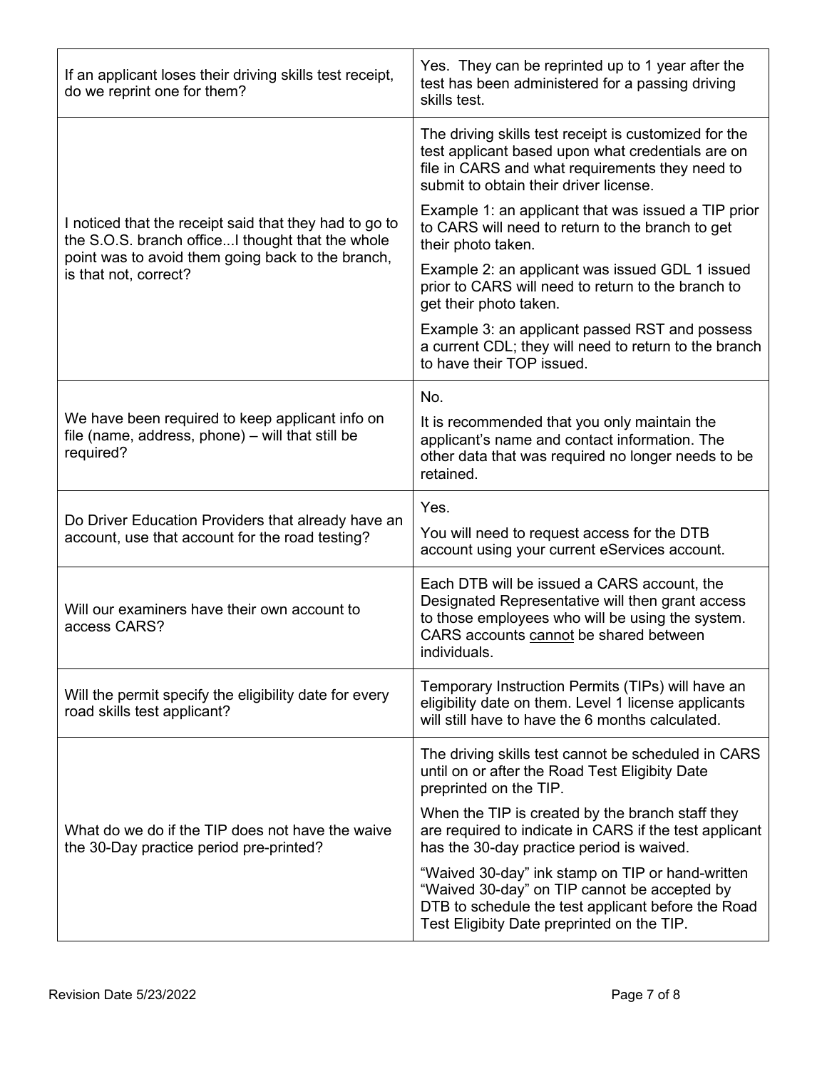| | |
|---|---|
| If an applicant loses their driving skills test receipt, do we reprint one for them? | Yes. They can be reprinted up to 1 year after the test has been administered for a passing driving skills test. |
| I noticed that the receipt said that they had to go to the S.O.S. branch office...I thought that the whole point was to avoid them going back to the branch, is that not, correct? | The driving skills test receipt is customized for the test applicant based upon what credentials are on file in CARS and what requirements they need to submit to obtain their driver license.<br><br>Example 1: an applicant that was issued a TIP prior to CARS will need to return to the branch to get their photo taken.<br><br>Example 2: an applicant was issued GDL 1 issued prior to CARS will need to return to the branch to get their photo taken.<br><br>Example 3: an applicant passed RST and possess a current CDL; they will need to return to the branch to have their TOP issued. |
| We have been required to keep applicant info on file (name, address, phone) – will that still be required? | No.<br><br>It is recommended that you only maintain the applicant's name and contact information. The other data that was required no longer needs to be retained. |
| Do Driver Education Providers that already have an account, use that account for the road testing? | Yes.<br><br>You will need to request access for the DTB account using your current eServices account. |
| Will our examiners have their own account to access CARS? | Each DTB will be issued a CARS account, the Designated Representative will then grant access to those employees who will be using the system. CARS accounts <u>cannot</u> be shared between individuals. |
| Will the permit specify the eligibility date for every road skills test applicant? | Temporary Instruction Permits (TIPs) will have an eligibility date on them. Level 1 license applicants will still have to have the 6 months calculated. |
| What do we do if the TIP does not have the waive the 30-Day practice period pre-printed? | The driving skills test cannot be scheduled in CARS until on or after the Road Test Eligibity Date preprinted on the TIP.<br><br>When the TIP is created by the branch staff they are required to indicate in CARS if the test applicant has the 30-day practice period is waived.<br><br>"Waived 30-day" ink stamp on TIP or hand-written "Waived 30-day" on TIP cannot be accepted by DTB to schedule the test applicant before the Road Test Eligibity Date preprinted on the TIP. |

Revision Date 5/23/2022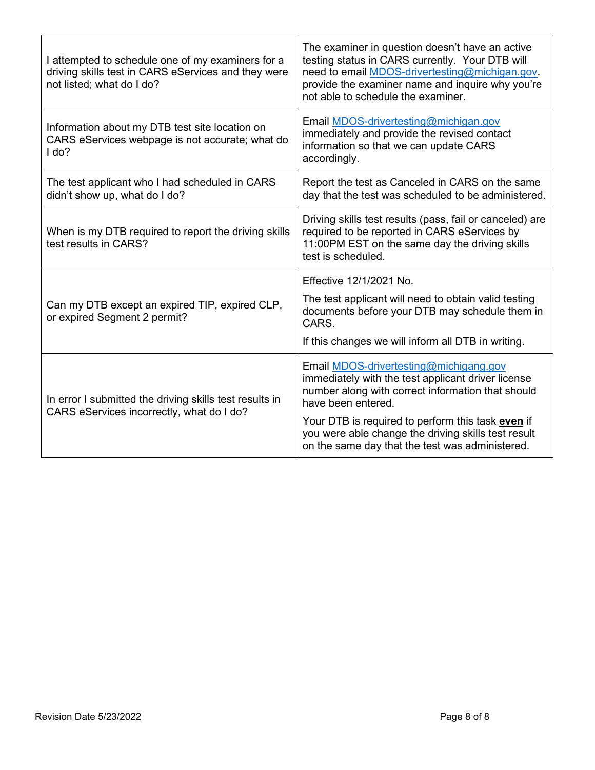| | |
|---|---|
| I attempted to schedule one of my examiners for a driving skills test in CARS eServices and they were not listed; what do I do? | The examiner in question doesn't have an active testing status in CARS currently. Your DTB will need to email MDOS-drivertesting@michigan.gov. provide the examiner name and inquire why you're not able to schedule the examiner. |
| Information about my DTB test site location on CARS eServices webpage is not accurate; what do I do? | Email MDOS-drivertesting@michigan.gov immediately and provide the revised contact information so that we can update CARS accordingly. |
| The test applicant who I had scheduled in CARS didn't show up, what do I do? | Report the test as Canceled in CARS on the same day that the test was scheduled to be administered. |
| When is my DTB required to report the driving skills test results in CARS? | Driving skills test results (pass, fail or canceled) are required to be reported in CARS eServices by 11:00PM EST on the same day the driving skills test is scheduled. |
| Can my DTB except an expired TIP, expired CLP, or expired Segment 2 permit? | Effective 12/1/2021 No.<br><br>The test applicant will need to obtain valid testing documents before your DTB may schedule them in CARS.<br><br>If this changes we will inform all DTB in writing. |
| In error I submitted the driving skills test results in CARS eServices incorrectly, what do I do? | Email MDOS-drivertesting@michigang.gov immediately with the test applicant driver license number along with correct information that should have been entered.<br><br>Your DTB is required to perform this task **even** if you were able change the driving skills test result on the same day that the test was administered. |

Revision Date 5/23/2022